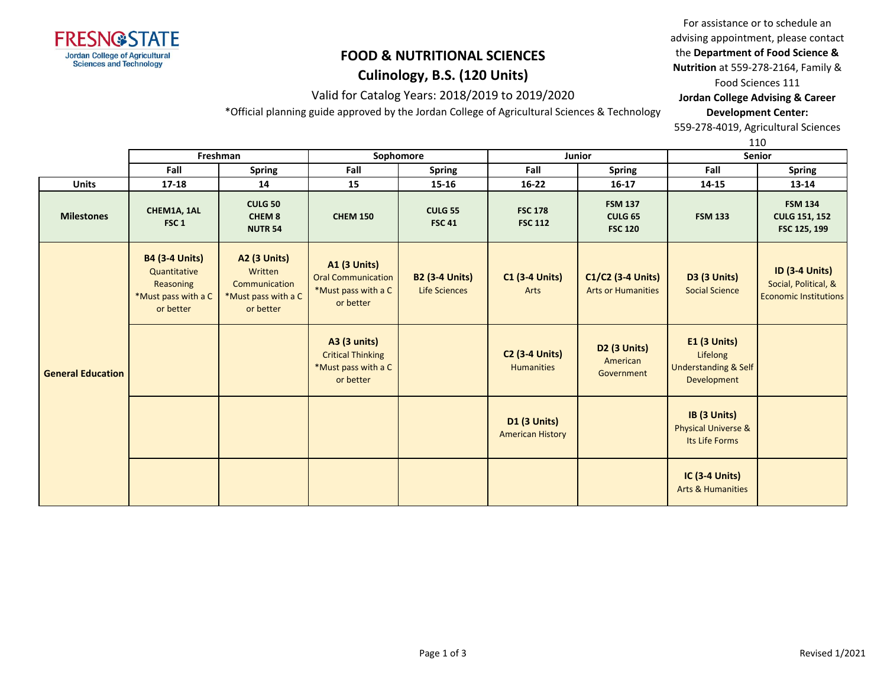FRESNO STATE
Jordan College of Agricultural Sciences and Technology

# FOOD & NUTRITIONAL SCIENCES

## Culinology, B.S. (120 Units)

Valid for Catalog Years: 2018/2019 to 2019/2020

*Official planning guide approved by the Jordan College of Agricultural Sciences & Technology

For assistance or to schedule an advising appointment, please contact the **Department of Food Science & Nutrition** at 559-278-2164, Family & Food Sciences 111
**Jordan College Advising & Career Development Center:** 559-278-4019, Agricultural Sciences 110

| | Freshman | | Sophomore | | Junior | | Senior | |
|---|---|---|---|---|---|---|---|---|
| | Fall | Spring | Fall | Spring | Fall | Spring | Fall | Spring |
| **Units** | 17-18 | 14 | 15 | 15-16 | 16-22 | 16-17 | 14-15 | 13-14 |
| **Milestones** | CHEM1A, 1AL FSC 1 | CULG 50 CHEM 8 NUTR 54 | CHEM 150 | CULG 55 FSC 41 | FSC 178 FSC 112 | FSM 137 CULG 65 FSC 120 | FSM 133 | FSM 134 CULG 151, 152 FSC 125, 199 |
| **General Education** | **B4 (3-4 Units)** Quantitative Reasoning *Must pass with a C or better | **A2 (3 Units)** Written Communication *Must pass with a C or better | **A1 (3 Units)** Oral Communication *Must pass with a C or better | **B2 (3-4 Units)** Life Sciences | **C1 (3-4 Units)** Arts | **C1/C2 (3-4 Units)** Arts or Humanities | **D3 (3 Units)** Social Science | **ID (3-4 Units)** Social, Political, & Economic Institutions |
| | | | **A3 (3 units)** Critical Thinking *Must pass with a C or better | | **C2 (3-4 Units)** Humanities | **D2 (3 Units)** American Government | **E1 (3 Units)** Lifelong Understanding & Self Development | |
| | | | | | **D1 (3 Units)** American History | | **IB (3 Units)** Physical Universe & Its Life Forms | |
| | | | | | | | **IC (3-4 Units)** Arts & Humanities | |

Revised 1/2021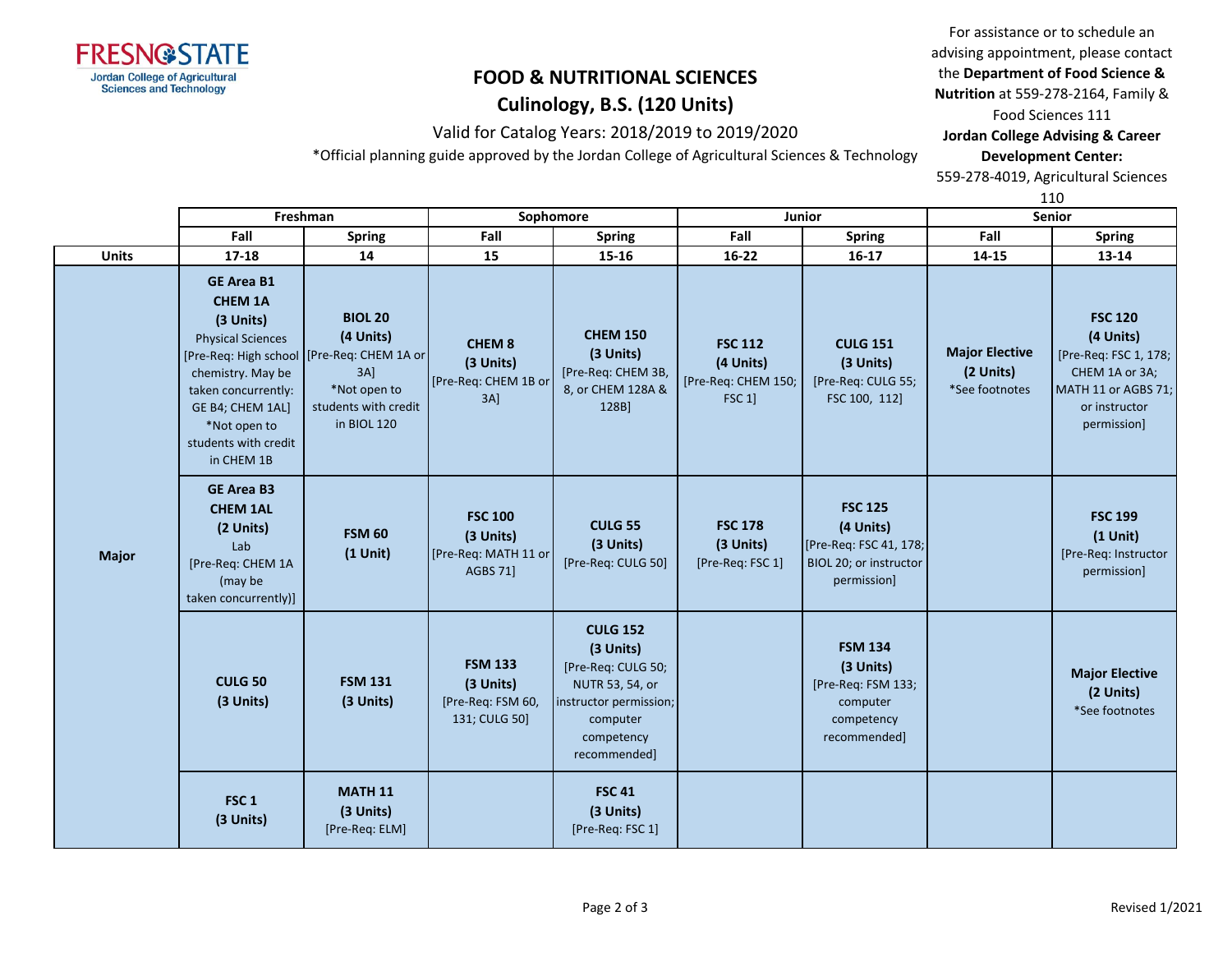# FOOD & NUTRITIONAL SCIENCES

## Culinology, B.S. (120 Units)

Valid for Catalog Years: 2018/2019 to 2019/2020

*Official planning guide approved by the Jordan College of Agricultural Sciences & Technology

For assistance or to schedule an advising appointment, please contact the **Department of Food Science & Nutrition** at 559-278-2164, Family & Food Sciences 111

**Jordan College Advising & Career Development Center:** 559-278-4019, Agricultural Sciences 110

| | Freshman | | Sophomore | | Junior | | Senior | |
|---|---|---|---|---|---|---|---|---|
| | Fall | Spring | Fall | Spring | Fall | Spring | Fall | Spring |
| **Units** | 17-18 | 14 | 15 | 15-16 | 16-22 | 16-17 | 14-15 | 13-14 |
| **Major** | **GE Area B1 CHEM 1A (3 Units)** Physical Sciences [Pre-Req: High school chemistry. May be taken concurrently: GE B4; CHEM 1AL] *Not open to students with credit in CHEM 1B | **BIOL 20 (4 Units)** [Pre-Req: CHEM 1A or 3A] *Not open to students with credit in BIOL 120 | **CHEM 8 (3 Units)** [Pre-Req: CHEM 1B or 3A] | **CHEM 150 (3 Units)** [Pre-Req: CHEM 3B, 8, or CHEM 128A & 128B] | **FSC 112 (4 Units)** [Pre-Req: CHEM 150; FSC 1] | **CULG 151 (3 Units)** [Pre-Req: CULG 55; FSC 100, 112] | **Major Elective (2 Units)** *See footnotes | **FSC 120 (4 Units)** [Pre-Req: FSC 1, 178; CHEM 1A or 3A; MATH 11 or AGBS 71; or instructor permission] |
| | **GE Area B3 CHEM 1AL (2 Units)** Lab [Pre-Req: CHEM 1A (may be taken concurrently)] | **FSM 60 (1 Unit)** | **FSC 100 (3 Units)** [Pre-Req: MATH 11 or AGBS 71] | **CULG 55 (3 Units)** [Pre-Req: CULG 50] | **FSC 178 (3 Units)** [Pre-Req: FSC 1] | **FSC 125 (4 Units)** [Pre-Req: FSC 41, 178; BIOL 20; or instructor permission] | | **FSC 199 (1 Unit)** [Pre-Req: Instructor permission] |
| | **CULG 50 (3 Units)** | **FSM 131 (3 Units)** | **FSM 133 (3 Units)** [Pre-Req: FSM 60, 131; CULG 50] | **CULG 152 (3 Units)** [Pre-Req: CULG 50; NUTR 53, 54, or instructor permission; computer competency recommended] | | **FSM 134 (3 Units)** [Pre-Req: FSM 133; computer competency recommended] | | **Major Elective (2 Units)** *See footnotes |
| | **FSC 1 (3 Units)** | **MATH 11 (3 Units)** [Pre-Req: ELM] | | **FSC 41 (3 Units)** [Pre-Req: FSC 1] | | | | |

Revised 1/2021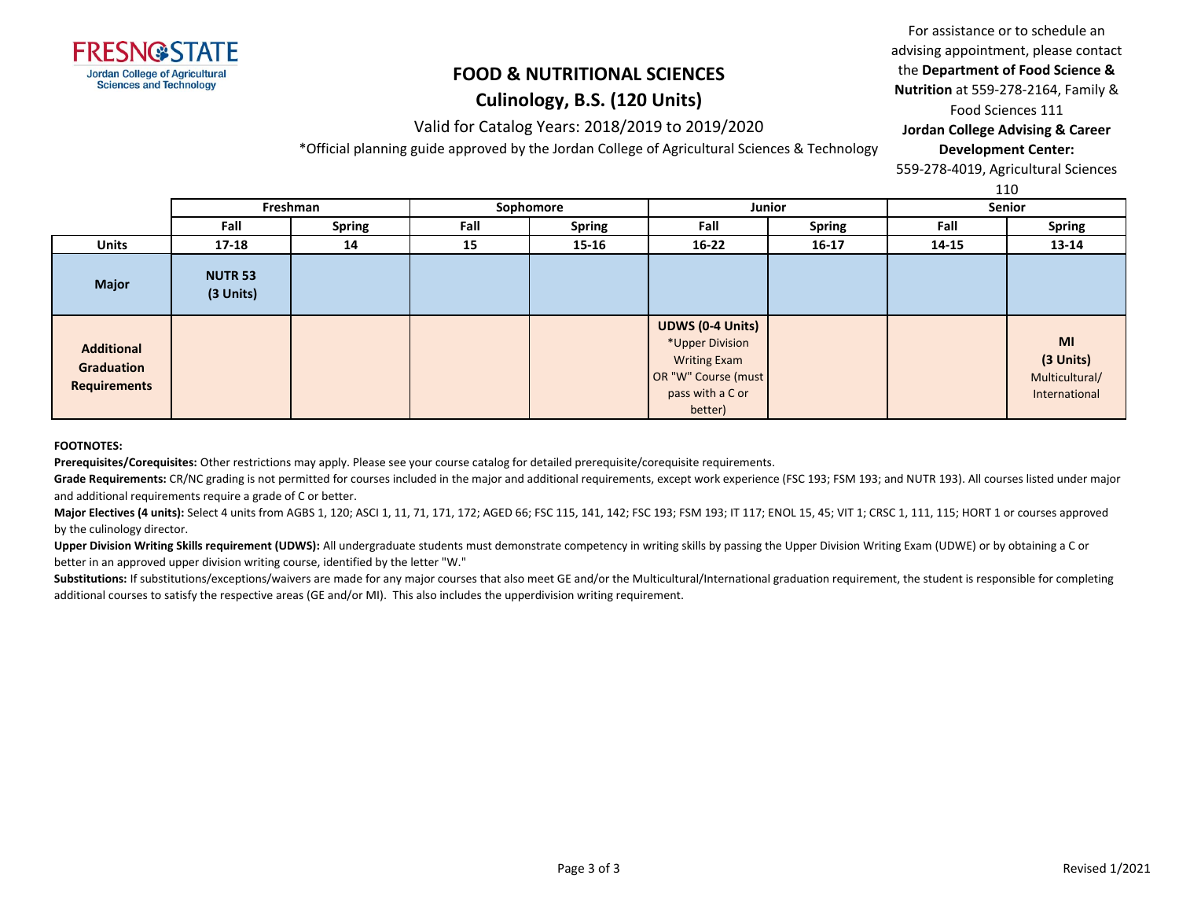FRESNO STATE
Jordan College of Agricultural Sciences and Technology

# FOOD & NUTRITIONAL SCIENCES

## Culinology, B.S. (120 Units)

Valid for Catalog Years: 2018/2019 to 2019/2020

*Official planning guide approved by the Jordan College of Agricultural Sciences & Technology

For assistance or to schedule an advising appointment, please contact the **Department of Food Science & Nutrition** at 559-278-2164, Family & Food Sciences 111
**Jordan College Advising & Career Development Center:** 559-278-4019, Agricultural Sciences 110

| | Freshman | | Sophomore | | Junior | | Senior | |
|---|---|---|---|---|---|---|---|---|
| | Fall | Spring | Fall | Spring | Fall | Spring | Fall | Spring |
| **Units** | 17-18 | 14 | 15 | 15-16 | 16-22 | 16-17 | 14-15 | 13-14 |
| **Major** | **NUTR 53 (3 Units)** | | | | | | | |
| **Additional Graduation Requirements** | | | | | **UDWS (0-4 Units)** *Upper Division Writing Exam OR "W" Course (must pass with a C or better) | | | **MI (3 Units)** Multicultural/ International |

**FOOTNOTES:**

**Prerequisites/Corequisites:** Other restrictions may apply. Please see your course catalog for detailed prerequisite/corequisite requirements.

**Grade Requirements:** CR/NC grading is not permitted for courses included in the major and additional requirements, except work experience (FSC 193; FSM 193; and NUTR 193). All courses listed under major and additional requirements require a grade of C or better.

**Major Electives (4 units):** Select 4 units from AGBS 1, 120; ASCI 1, 11, 71, 171, 172; AGED 66; FSC 115, 141, 142; FSC 193; FSM 193; IT 117; ENOL 15, 45; VIT 1; CRSC 1, 111, 115; HORT 1 or courses approved by the culinology director.

**Upper Division Writing Skills requirement (UDWS):** All undergraduate students must demonstrate competency in writing skills by passing the Upper Division Writing Exam (UDWE) or by obtaining a C or better in an approved upper division writing course, identified by the letter "W."

**Substitutions:** If substitutions/exceptions/waivers are made for any major courses that also meet GE and/or the Multicultural/International graduation requirement, the student is responsible for completing additional courses to satisfy the respective areas (GE and/or MI). This also includes the upperdivision writing requirement.

Revised 1/2021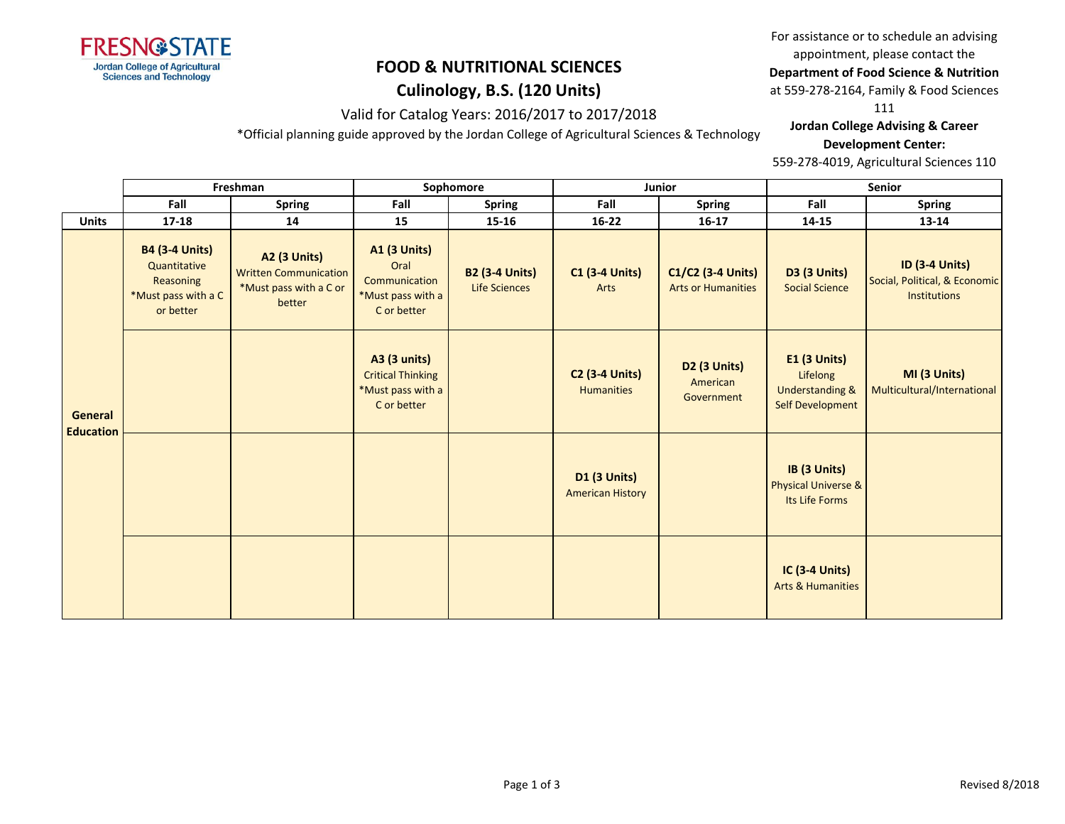# FOOD & NUTRITIONAL SCIENCES

## Culinology, B.S. (120 Units)

Valid for Catalog Years: 2016/2017 to 2017/2018

*Official planning guide approved by the Jordan College of Agricultural Sciences & Technology

For assistance or to schedule an advising appointment, please contact the **Department of Food Science & Nutrition** at 559-278-2164, Family & Food Sciences 111

**Jordan College Advising & Career Development Center:** 559-278-4019, Agricultural Sciences 110

| | Freshman | | Sophomore | | Junior | | Senior | |
|---|---|---|---|---|---|---|---|---|
| | **Fall** | **Spring** | **Fall** | **Spring** | **Fall** | **Spring** | **Fall** | **Spring** |
| **Units** | **17-18** | **14** | **15** | **15-16** | **16-22** | **16-17** | **14-15** | **13-14** |
| **General Education** | **B4 (3-4 Units)** Quantitative Reasoning *Must pass with a C or better | **A2 (3 Units)** Written Communication *Must pass with a C or better | **A1 (3 Units)** Oral Communication *Must pass with a C or better | **B2 (3-4 Units)** Life Sciences | **C1 (3-4 Units)** Arts | **C1/C2 (3-4 Units)** Arts or Humanities | **D3 (3 Units)** Social Science | **ID (3-4 Units)** Social, Political, & Economic Institutions |
| | | | **A3 (3 units)** Critical Thinking *Must pass with a C or better | | **C2 (3-4 Units)** Humanities | **D2 (3 Units)** American Government | **E1 (3 Units)** Lifelong Understanding & Self Development | **MI (3 Units)** Multicultural/International |
| | | | | | **D1 (3 Units)** American History | | **IB (3 Units)** Physical Universe & Its Life Forms | |
| | | | | | | | **IC (3-4 Units)** Arts & Humanities | |

Revised 8/2018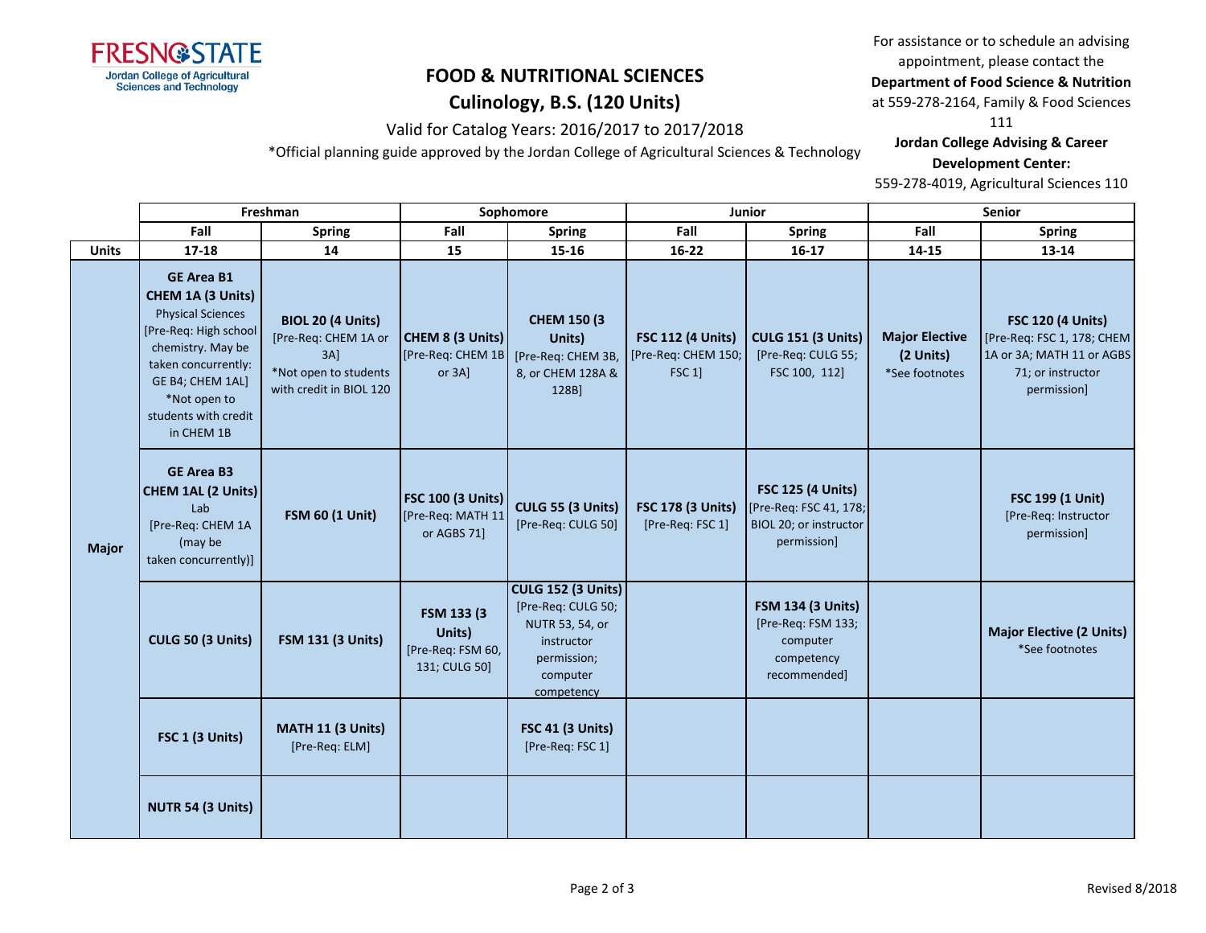FRESNO STATE
Jordan College of Agricultural Sciences and Technology

# FOOD & NUTRITIONAL SCIENCES

## Culinology, B.S. (120 Units)

Valid for Catalog Years: 2016/2017 to 2017/2018

*Official planning guide approved by the Jordan College of Agricultural Sciences & Technology

For assistance or to schedule an advising appointment, please contact the **Department of Food Science & Nutrition** at 559-278-2164, Family & Food Sciences 111

**Jordan College Advising & Career Development Center:** 559-278-4019, Agricultural Sciences 110

| | Freshman | | Sophomore | | Junior | | Senior | |
|---|---|---|---|---|---|---|---|---|
| | Fall | Spring | Fall | Spring | Fall | Spring | Fall | Spring |
| **Units** | 17-18 | 14 | 15 | 15-16 | 16-22 | 16-17 | 14-15 | 13-14 |
| **Major** | **GE Area B1 CHEM 1A (3 Units)** Physical Sciences [Pre-Req: High school chemistry. May be taken concurrently: GE B4; CHEM 1AL] *Not open to students with credit in CHEM 1B | **BIOL 20 (4 Units)** [Pre-Req: CHEM 1A or 3A] *Not open to students with credit in BIOL 120 | **CHEM 8 (3 Units)** [Pre-Req: CHEM 1B or 3A] | **CHEM 150 (3 Units)** [Pre-Req: CHEM 3B, 8, or CHEM 128A & 128B] | **FSC 112 (4 Units)** [Pre-Req: CHEM 150; FSC 1] | **CULG 151 (3 Units)** [Pre-Req: CULG 55; FSC 100, 112] | **Major Elective (2 Units)** *See footnotes | **FSC 120 (4 Units)** [Pre-Req: FSC 1, 178; CHEM 1A or 3A; MATH 11 or AGBS 71; or instructor permission] |
| | **GE Area B3 CHEM 1AL (2 Units)** Lab [Pre-Req: CHEM 1A (may be taken concurrently)] | **FSM 60 (1 Unit)** | **FSC 100 (3 Units)** [Pre-Req: MATH 11 or AGBS 71] | **CULG 55 (3 Units)** [Pre-Req: CULG 50] | **FSC 178 (3 Units)** [Pre-Req: FSC 1] | **FSC 125 (4 Units)** [Pre-Req: FSC 41, 178; BIOL 20; or instructor permission] | | **FSC 199 (1 Unit)** [Pre-Req: Instructor permission] |
| | **CULG 50 (3 Units)** | **FSM 131 (3 Units)** | **FSM 133 (3 Units)** [Pre-Req: FSM 60, 131; CULG 50] | **CULG 152 (3 Units)** [Pre-Req: CULG 50; NUTR 53, 54, or instructor permission; computer competency | | **FSM 134 (3 Units)** [Pre-Req: FSM 133; computer competency recommended] | | **Major Elective (2 Units)** *See footnotes |
| | **FSC 1 (3 Units)** | **MATH 11 (3 Units)** [Pre-Req: ELM] | | **FSC 41 (3 Units)** [Pre-Req: FSC 1] | | | | |
| | **NUTR 54 (3 Units)** | | | | | | | |

Revised 8/2018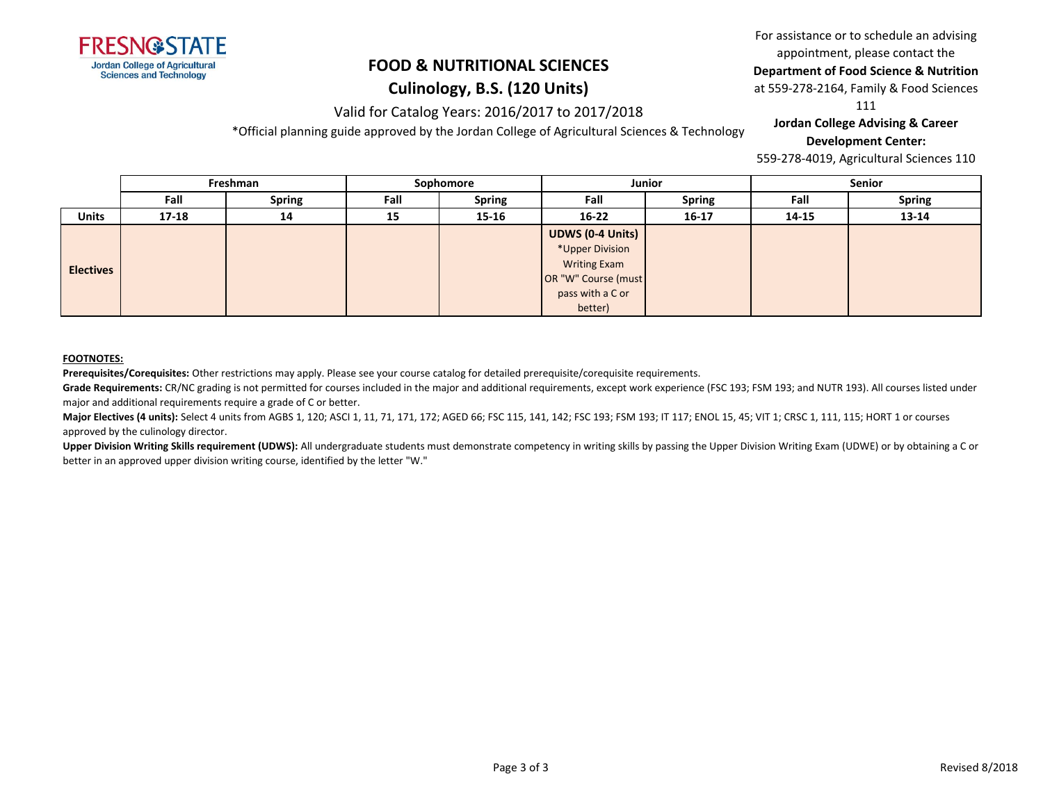# FOOD & NUTRITIONAL SCIENCES

## Culinology, B.S. (120 Units)

Valid for Catalog Years: 2016/2017 to 2017/2018

*Official planning guide approved by the Jordan College of Agricultural Sciences & Technology

For assistance or to schedule an advising appointment, please contact the **Department of Food Science & Nutrition** at 559-278-2164, Family & Food Sciences 111

**Jordan College Advising & Career Development Center:** 559-278-4019, Agricultural Sciences 110

| | Freshman | | Sophomore | | Junior | | Senior | |
|---|---|---|---|---|---|---|---|---|
| | **Fall** | **Spring** | **Fall** | **Spring** | **Fall** | **Spring** | **Fall** | **Spring** |
| **Units** | **17-18** | **14** | **15** | **15-16** | **16-22** | **16-17** | **14-15** | **13-14** |
| **Electives** | | | | | **UDWS (0-4 Units)** *Upper Division Writing Exam OR "W" Course (must pass with a C or better) | | | |

**FOOTNOTES:**

**Prerequisites/Corequisites:** Other restrictions may apply. Please see your course catalog for detailed prerequisite/corequisite requirements.

**Grade Requirements:** CR/NC grading is not permitted for courses included in the major and additional requirements, except work experience (FSC 193; FSM 193; and NUTR 193). All courses listed under major and additional requirements require a grade of C or better.

**Major Electives (4 units):** Select 4 units from AGBS 1, 120; ASCI 1, 11, 71, 171, 172; AGED 66; FSC 115, 141, 142; FSC 193; FSM 193; IT 117; ENOL 15, 45; VIT 1; CRSC 1, 111, 115; HORT 1 or courses approved by the culinology director.

**Upper Division Writing Skills requirement (UDWS):** All undergraduate students must demonstrate competency in writing skills by passing the Upper Division Writing Exam (UDWE) or by obtaining a C or better in an approved upper division writing course, identified by the letter "W."

Revised 8/2018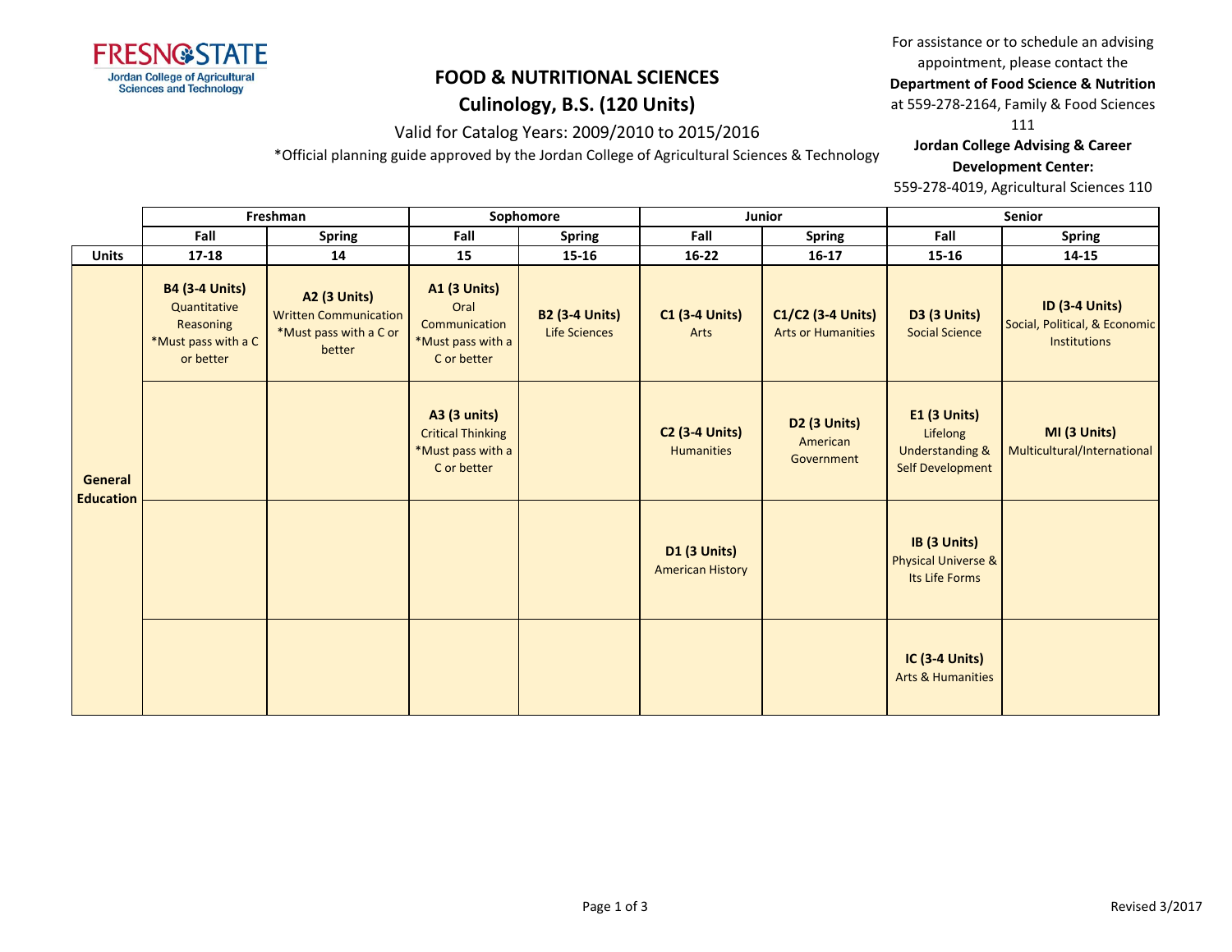FRESNO STATE
Jordan College of Agricultural Sciences and Technology

# FOOD & NUTRITIONAL SCIENCES

## Culinology, B.S. (120 Units)

Valid for Catalog Years: 2009/2010 to 2015/2016

*Official planning guide approved by the Jordan College of Agricultural Sciences & Technology

For assistance or to schedule an advising appointment, please contact the **Department of Food Science & Nutrition** at 559-278-2164, Family & Food Sciences 111

**Jordan College Advising & Career Development Center:**
559-278-4019, Agricultural Sciences 110

| | Freshman | | Sophomore | | Junior | | Senior | |
|---|---|---|---|---|---|---|---|---|
| | **Fall** | **Spring** | **Fall** | **Spring** | **Fall** | **Spring** | **Fall** | **Spring** |
| **Units** | **17-18** | **14** | **15** | **15-16** | **16-22** | **16-17** | **15-16** | **14-15** |
| **General Education** | **B4 (3-4 Units)** Quantitative Reasoning *Must pass with a C or better | **A2 (3 Units)** Written Communication *Must pass with a C or better | **A1 (3 Units)** Oral Communication *Must pass with a C or better | **B2 (3-4 Units)** Life Sciences | **C1 (3-4 Units)** Arts | **C1/C2 (3-4 Units)** Arts or Humanities | **D3 (3 Units)** Social Science | **ID (3-4 Units)** Social, Political, & Economic Institutions |
| | | | **A3 (3 units)** Critical Thinking *Must pass with a C or better | | **C2 (3-4 Units)** Humanities | **D2 (3 Units)** American Government | **E1 (3 Units)** Lifelong Understanding & Self Development | **MI (3 Units)** Multicultural/International |
| | | | | | **D1 (3 Units)** American History | | **IB (3 Units)** Physical Universe & Its Life Forms | |
| | | | | | | | **IC (3-4 Units)** Arts & Humanities | |

Revised 3/2017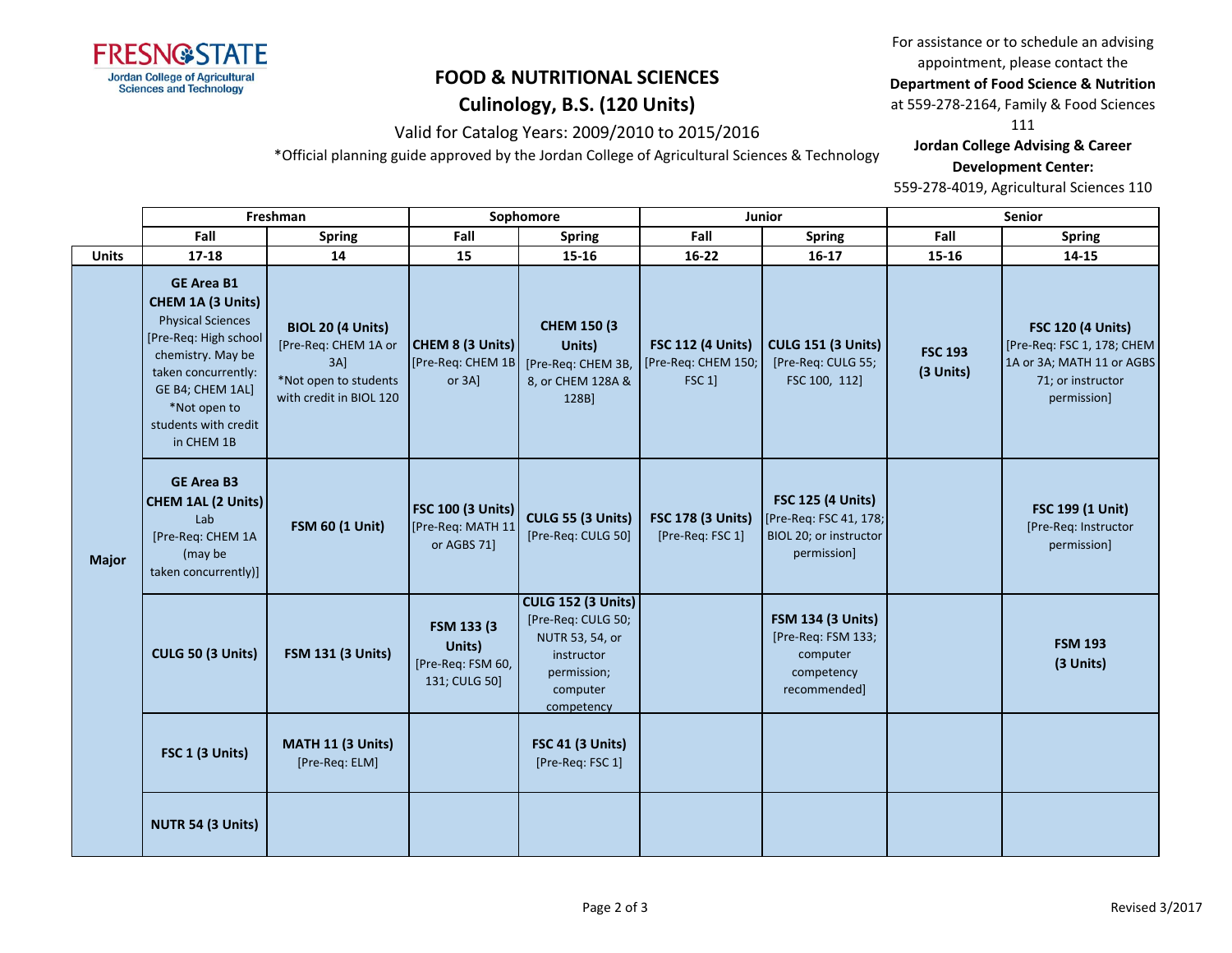FRESNO STATE
Jordan College of Agricultural Sciences and Technology

# FOOD & NUTRITIONAL SCIENCES

## Culinology, B.S. (120 Units)

Valid for Catalog Years: 2009/2010 to 2015/2016

*Official planning guide approved by the Jordan College of Agricultural Sciences & Technology

For assistance or to schedule an advising appointment, please contact the **Department of Food Science & Nutrition** at 559-278-2164, Family & Food Sciences 111

**Jordan College Advising & Career Development Center:** 559-278-4019, Agricultural Sciences 110

| | Freshman | | Sophomore | | Junior | | Senior | |
|---|---|---|---|---|---|---|---|---|
| | Fall | Spring | Fall | Spring | Fall | Spring | Fall | Spring |
| **Units** | 17-18 | 14 | 15 | 15-16 | 16-22 | 16-17 | 15-16 | 14-15 |
| **Major** | **GE Area B1 CHEM 1A (3 Units)** Physical Sciences [Pre-Req: High school chemistry. May be taken concurrently: GE B4; CHEM 1AL] *Not open to students with credit in CHEM 1B | **BIOL 20 (4 Units)** [Pre-Req: CHEM 1A or 3A] *Not open to students with credit in BIOL 120 | **CHEM 8 (3 Units)** [Pre-Req: CHEM 1B or 3A] | **CHEM 150 (3 Units)** [Pre-Req: CHEM 3B, 8, or CHEM 128A & 128B] | **FSC 112 (4 Units)** [Pre-Req: CHEM 150; FSC 1] | **CULG 151 (3 Units)** [Pre-Req: CULG 55; FSC 100, 112] | **FSC 193 (3 Units)** | **FSC 120 (4 Units)** [Pre-Req: FSC 1, 178; CHEM 1A or 3A; MATH 11 or AGBS 71; or instructor permission] |
| | **GE Area B3 CHEM 1AL (2 Units)** Lab [Pre-Req: CHEM 1A (may be taken concurrently)] | **FSM 60 (1 Unit)** | **FSC 100 (3 Units)** [Pre-Req: MATH 11 or AGBS 71] | **CULG 55 (3 Units)** [Pre-Req: CULG 50] | **FSC 178 (3 Units)** [Pre-Req: FSC 1] | **FSC 125 (4 Units)** [Pre-Req: FSC 41, 178; BIOL 20; or instructor permission] | | **FSC 199 (1 Unit)** [Pre-Req: Instructor permission] |
| | **CULG 50 (3 Units)** | **FSM 131 (3 Units)** | **FSM 133 (3 Units)** [Pre-Req: FSM 60, 131; CULG 50] | **CULG 152 (3 Units)** [Pre-Req: CULG 50; NUTR 53, 54, or instructor permission; computer competency | | **FSM 134 (3 Units)** [Pre-Req: FSM 133; computer competency recommended] | | **FSM 193 (3 Units)** |
| | **FSC 1 (3 Units)** | **MATH 11 (3 Units)** [Pre-Req: ELM] | | **FSC 41 (3 Units)** [Pre-Req: FSC 1] | | | | |
| | **NUTR 54 (3 Units)** | | | | | | | |

Revised 3/2017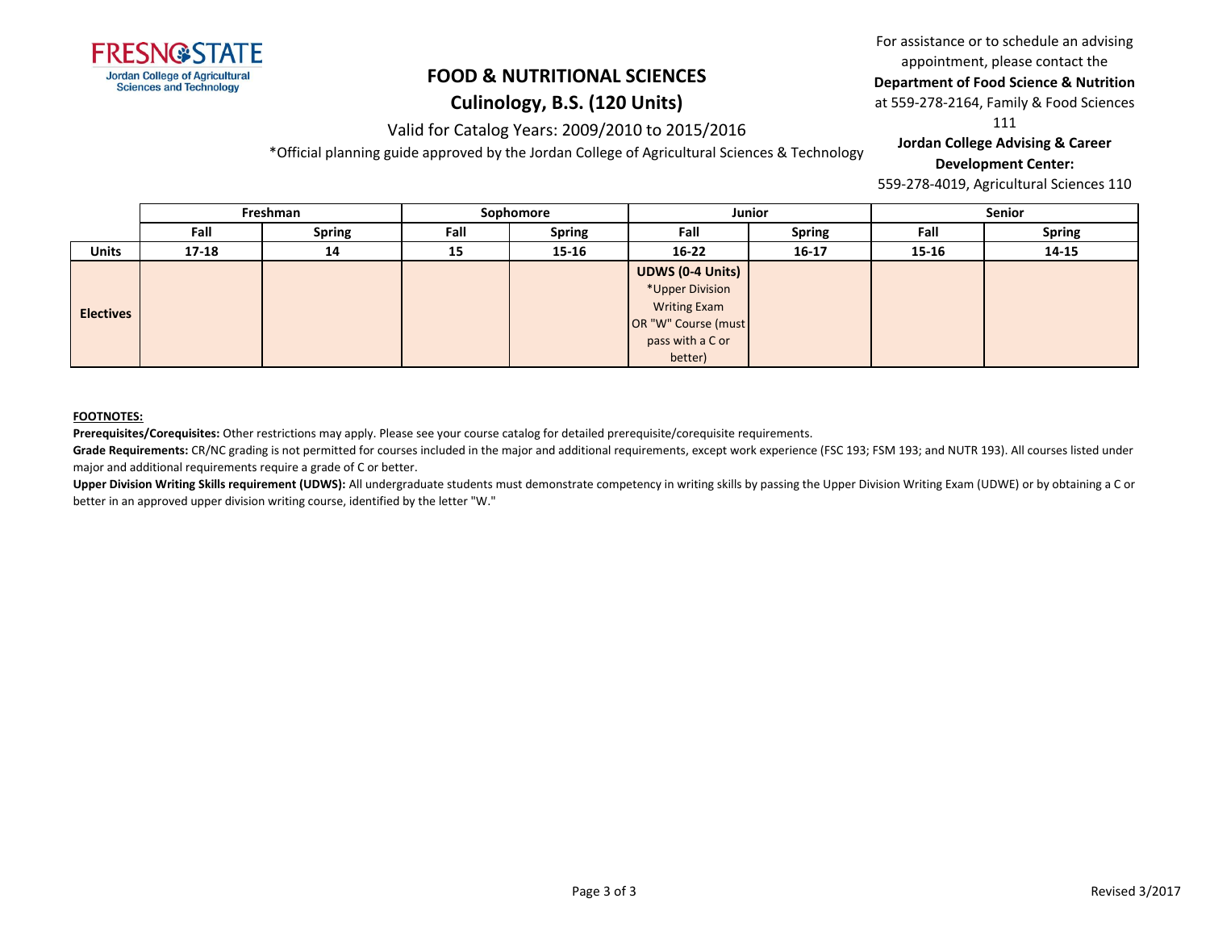# FOOD & NUTRITIONAL SCIENCES

## Culinology, B.S. (120 Units)

Valid for Catalog Years: 2009/2010 to 2015/2016

*Official planning guide approved by the Jordan College of Agricultural Sciences & Technology

For assistance or to schedule an advising appointment, please contact the **Department of Food Science & Nutrition** at 559-278-2164, Family & Food Sciences 111

**Jordan College Advising & Career Development Center:**
559-278-4019, Agricultural Sciences 110

| | Freshman | | Sophomore | | Junior | | Senior | |
|---|---|---|---|---|---|---|---|---|
| | **Fall** | **Spring** | **Fall** | **Spring** | **Fall** | **Spring** | **Fall** | **Spring** |
| **Units** | **17-18** | **14** | **15** | **15-16** | **16-22** | **16-17** | **15-16** | **14-15** |
| **Electives** | | | | | **UDWS (0-4 Units)** *Upper Division Writing Exam OR "W" Course (must pass with a C or better) | | | |

**FOOTNOTES:**

**Prerequisites/Corequisites:** Other restrictions may apply. Please see your course catalog for detailed prerequisite/corequisite requirements.

**Grade Requirements:** CR/NC grading is not permitted for courses included in the major and additional requirements, except work experience (FSC 193; FSM 193; and NUTR 193). All courses listed under major and additional requirements require a grade of C or better.

**Upper Division Writing Skills requirement (UDWS):** All undergraduate students must demonstrate competency in writing skills by passing the Upper Division Writing Exam (UDWE) or by obtaining a C or better in an approved upper division writing course, identified by the letter "W."

Revised 3/2017